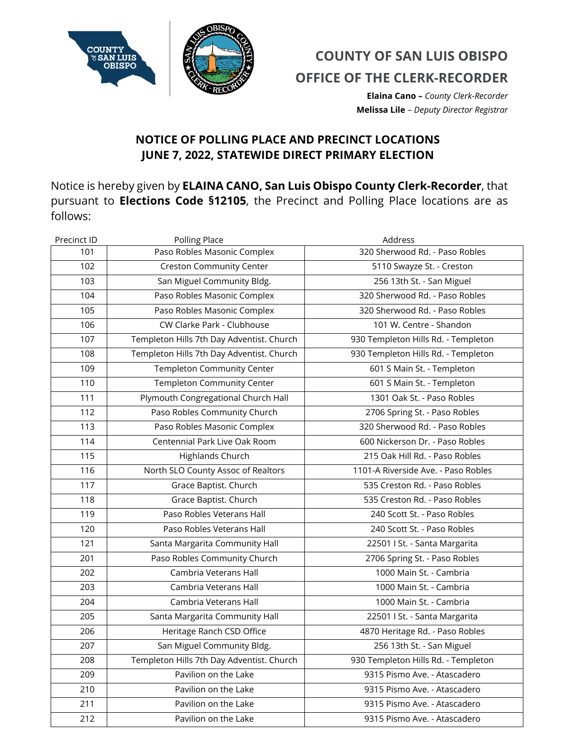# COUNTY OF SAN LUIS OBISPO

# OFFICE OF THE CLERK-RECORDER

**Elaina Cano –** *County Clerk-Recorder*
**Melissa Lile** – *Deputy Director Registrar*

## NOTICE OF POLLING PLACE AND PRECINCT LOCATIONS
## JUNE 7, 2022, STATEWIDE DIRECT PRIMARY ELECTION

Notice is hereby given by **ELAINA CANO, San Luis Obispo County Clerk-Recorder**, that pursuant to **Elections Code §12105**, the Precinct and Polling Place locations are as follows:

| Precinct ID | Polling Place | Address |
|---|---|---|
| 101 | Paso Robles Masonic Complex | 320 Sherwood Rd. - Paso Robles |
| 102 | Creston Community Center | 5110 Swayze St. - Creston |
| 103 | San Miguel Community Bldg. | 256 13th St. - San Miguel |
| 104 | Paso Robles Masonic Complex | 320 Sherwood Rd. - Paso Robles |
| 105 | Paso Robles Masonic Complex | 320 Sherwood Rd. - Paso Robles |
| 106 | CW Clarke Park - Clubhouse | 101 W. Centre - Shandon |
| 107 | Templeton Hills 7th Day Adventist. Church | 930 Templeton Hills Rd. - Templeton |
| 108 | Templeton Hills 7th Day Adventist. Church | 930 Templeton Hills Rd. - Templeton |
| 109 | Templeton Community Center | 601 S Main St. - Templeton |
| 110 | Templeton Community Center | 601 S Main St. - Templeton |
| 111 | Plymouth Congregational Church Hall | 1301 Oak St. - Paso Robles |
| 112 | Paso Robles Community Church | 2706 Spring St. - Paso Robles |
| 113 | Paso Robles Masonic Complex | 320 Sherwood Rd. - Paso Robles |
| 114 | Centennial Park Live Oak Room | 600 Nickerson Dr. - Paso Robles |
| 115 | Highlands Church | 215 Oak Hill Rd. - Paso Robles |
| 116 | North SLO County Assoc of Realtors | 1101-A Riverside Ave. - Paso Robles |
| 117 | Grace Baptist. Church | 535 Creston Rd. - Paso Robles |
| 118 | Grace Baptist. Church | 535 Creston Rd. - Paso Robles |
| 119 | Paso Robles Veterans Hall | 240 Scott St. - Paso Robles |
| 120 | Paso Robles Veterans Hall | 240 Scott St. - Paso Robles |
| 121 | Santa Margarita Community Hall | 22501 I St. - Santa Margarita |
| 201 | Paso Robles Community Church | 2706 Spring St. - Paso Robles |
| 202 | Cambria Veterans Hall | 1000 Main St. - Cambria |
| 203 | Cambria Veterans Hall | 1000 Main St. - Cambria |
| 204 | Cambria Veterans Hall | 1000 Main St. - Cambria |
| 205 | Santa Margarita Community Hall | 22501 I St. - Santa Margarita |
| 206 | Heritage Ranch CSD Office | 4870 Heritage Rd. - Paso Robles |
| 207 | San Miguel Community Bldg. | 256 13th St. - San Miguel |
| 208 | Templeton Hills 7th Day Adventist. Church | 930 Templeton Hills Rd. - Templeton |
| 209 | Pavilion on the Lake | 9315 Pismo Ave. - Atascadero |
| 210 | Pavilion on the Lake | 9315 Pismo Ave. - Atascadero |
| 211 | Pavilion on the Lake | 9315 Pismo Ave. - Atascadero |
| 212 | Pavilion on the Lake | 9315 Pismo Ave. - Atascadero |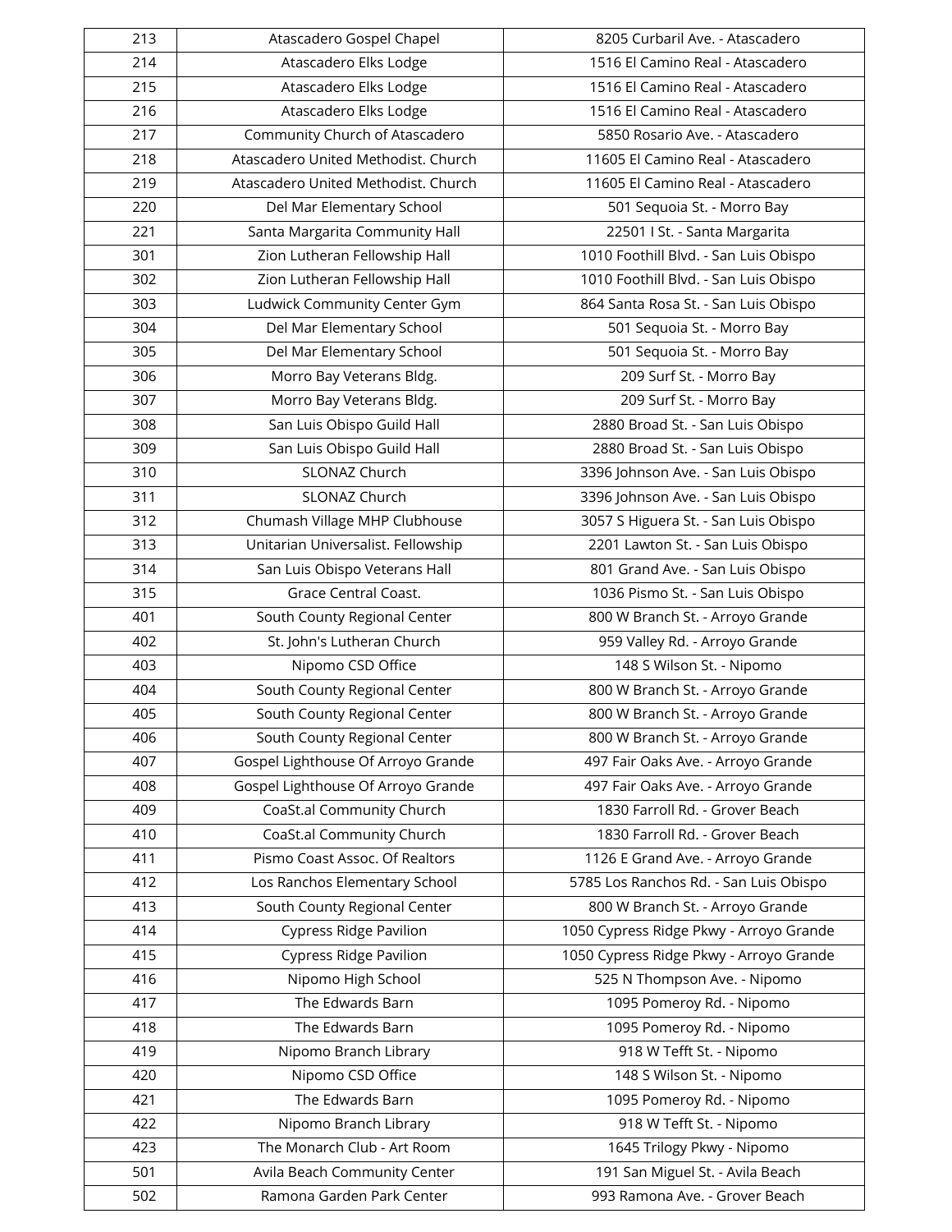| | | |
|---|---|---|
| 213 | Atascadero Gospel Chapel | 8205 Curbaril Ave. - Atascadero |
| 214 | Atascadero Elks Lodge | 1516 El Camino Real - Atascadero |
| 215 | Atascadero Elks Lodge | 1516 El Camino Real - Atascadero |
| 216 | Atascadero Elks Lodge | 1516 El Camino Real - Atascadero |
| 217 | Community Church of Atascadero | 5850 Rosario Ave. - Atascadero |
| 218 | Atascadero United Methodist. Church | 11605 El Camino Real - Atascadero |
| 219 | Atascadero United Methodist. Church | 11605 El Camino Real - Atascadero |
| 220 | Del Mar Elementary School | 501 Sequoia St. - Morro Bay |
| 221 | Santa Margarita Community Hall | 22501 I St. - Santa Margarita |
| 301 | Zion Lutheran Fellowship Hall | 1010 Foothill Blvd. - San Luis Obispo |
| 302 | Zion Lutheran Fellowship Hall | 1010 Foothill Blvd. - San Luis Obispo |
| 303 | Ludwick Community Center Gym | 864 Santa Rosa St. - San Luis Obispo |
| 304 | Del Mar Elementary School | 501 Sequoia St. - Morro Bay |
| 305 | Del Mar Elementary School | 501 Sequoia St. - Morro Bay |
| 306 | Morro Bay Veterans Bldg. | 209 Surf St. - Morro Bay |
| 307 | Morro Bay Veterans Bldg. | 209 Surf St. - Morro Bay |
| 308 | San Luis Obispo Guild Hall | 2880 Broad St. - San Luis Obispo |
| 309 | San Luis Obispo Guild Hall | 2880 Broad St. - San Luis Obispo |
| 310 | SLONAZ Church | 3396 Johnson Ave. - San Luis Obispo |
| 311 | SLONAZ Church | 3396 Johnson Ave. - San Luis Obispo |
| 312 | Chumash Village MHP Clubhouse | 3057 S Higuera St. - San Luis Obispo |
| 313 | Unitarian Universalist. Fellowship | 2201 Lawton St. - San Luis Obispo |
| 314 | San Luis Obispo Veterans Hall | 801 Grand Ave. - San Luis Obispo |
| 315 | Grace Central Coast. | 1036 Pismo St. - San Luis Obispo |
| 401 | South County Regional Center | 800 W Branch St. - Arroyo Grande |
| 402 | St. John's Lutheran Church | 959 Valley Rd. - Arroyo Grande |
| 403 | Nipomo CSD Office | 148 S Wilson St. - Nipomo |
| 404 | South County Regional Center | 800 W Branch St. - Arroyo Grande |
| 405 | South County Regional Center | 800 W Branch St. - Arroyo Grande |
| 406 | South County Regional Center | 800 W Branch St. - Arroyo Grande |
| 407 | Gospel Lighthouse Of Arroyo Grande | 497 Fair Oaks Ave. - Arroyo Grande |
| 408 | Gospel Lighthouse Of Arroyo Grande | 497 Fair Oaks Ave. - Arroyo Grande |
| 409 | CoaSt.al Community Church | 1830 Farroll Rd. - Grover Beach |
| 410 | CoaSt.al Community Church | 1830 Farroll Rd. - Grover Beach |
| 411 | Pismo Coast Assoc. Of Realtors | 1126 E Grand Ave. - Arroyo Grande |
| 412 | Los Ranchos Elementary School | 5785 Los Ranchos Rd. - San Luis Obispo |
| 413 | South County Regional Center | 800 W Branch St. - Arroyo Grande |
| 414 | Cypress Ridge Pavilion | 1050 Cypress Ridge Pkwy - Arroyo Grande |
| 415 | Cypress Ridge Pavilion | 1050 Cypress Ridge Pkwy - Arroyo Grande |
| 416 | Nipomo High School | 525 N Thompson Ave. - Nipomo |
| 417 | The Edwards Barn | 1095 Pomeroy Rd. - Nipomo |
| 418 | The Edwards Barn | 1095 Pomeroy Rd. - Nipomo |
| 419 | Nipomo Branch Library | 918 W Tefft St. - Nipomo |
| 420 | Nipomo CSD Office | 148 S Wilson St. - Nipomo |
| 421 | The Edwards Barn | 1095 Pomeroy Rd. - Nipomo |
| 422 | Nipomo Branch Library | 918 W Tefft St. - Nipomo |
| 423 | The Monarch Club - Art Room | 1645 Trilogy Pkwy - Nipomo |
| 501 | Avila Beach Community Center | 191 San Miguel St. - Avila Beach |
| 502 | Ramona Garden Park Center | 993 Ramona Ave. - Grover Beach |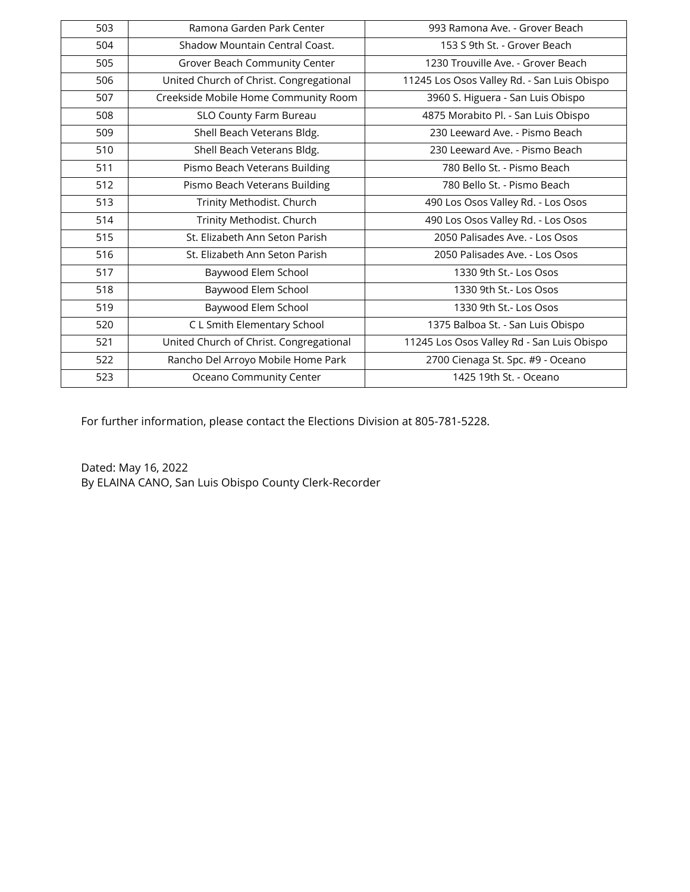| | | |
|---|---|---|
| 503 | Ramona Garden Park Center | 993 Ramona Ave. - Grover Beach |
| 504 | Shadow Mountain Central Coast. | 153 S 9th St. - Grover Beach |
| 505 | Grover Beach Community Center | 1230 Trouville Ave. - Grover Beach |
| 506 | United Church of Christ. Congregational | 11245 Los Osos Valley Rd. - San Luis Obispo |
| 507 | Creekside Mobile Home Community Room | 3960 S. Higuera - San Luis Obispo |
| 508 | SLO County Farm Bureau | 4875 Morabito Pl. - San Luis Obispo |
| 509 | Shell Beach Veterans Bldg. | 230 Leeward Ave. - Pismo Beach |
| 510 | Shell Beach Veterans Bldg. | 230 Leeward Ave. - Pismo Beach |
| 511 | Pismo Beach Veterans Building | 780 Bello St. - Pismo Beach |
| 512 | Pismo Beach Veterans Building | 780 Bello St. - Pismo Beach |
| 513 | Trinity Methodist. Church | 490 Los Osos Valley Rd. - Los Osos |
| 514 | Trinity Methodist. Church | 490 Los Osos Valley Rd. - Los Osos |
| 515 | St. Elizabeth Ann Seton Parish | 2050 Palisades Ave. - Los Osos |
| 516 | St. Elizabeth Ann Seton Parish | 2050 Palisades Ave. - Los Osos |
| 517 | Baywood Elem School | 1330 9th St.- Los Osos |
| 518 | Baywood Elem School | 1330 9th St.- Los Osos |
| 519 | Baywood Elem School | 1330 9th St.- Los Osos |
| 520 | C L Smith Elementary School | 1375 Balboa St. - San Luis Obispo |
| 521 | United Church of Christ. Congregational | 11245 Los Osos Valley Rd - San Luis Obispo |
| 522 | Rancho Del Arroyo Mobile Home Park | 2700 Cienaga St. Spc. #9 - Oceano |
| 523 | Oceano Community Center | 1425 19th St. - Oceano |

For further information, please contact the Elections Division at 805-781-5228.

Dated: May 16, 2022
By ELAINA CANO, San Luis Obispo County Clerk-Recorder